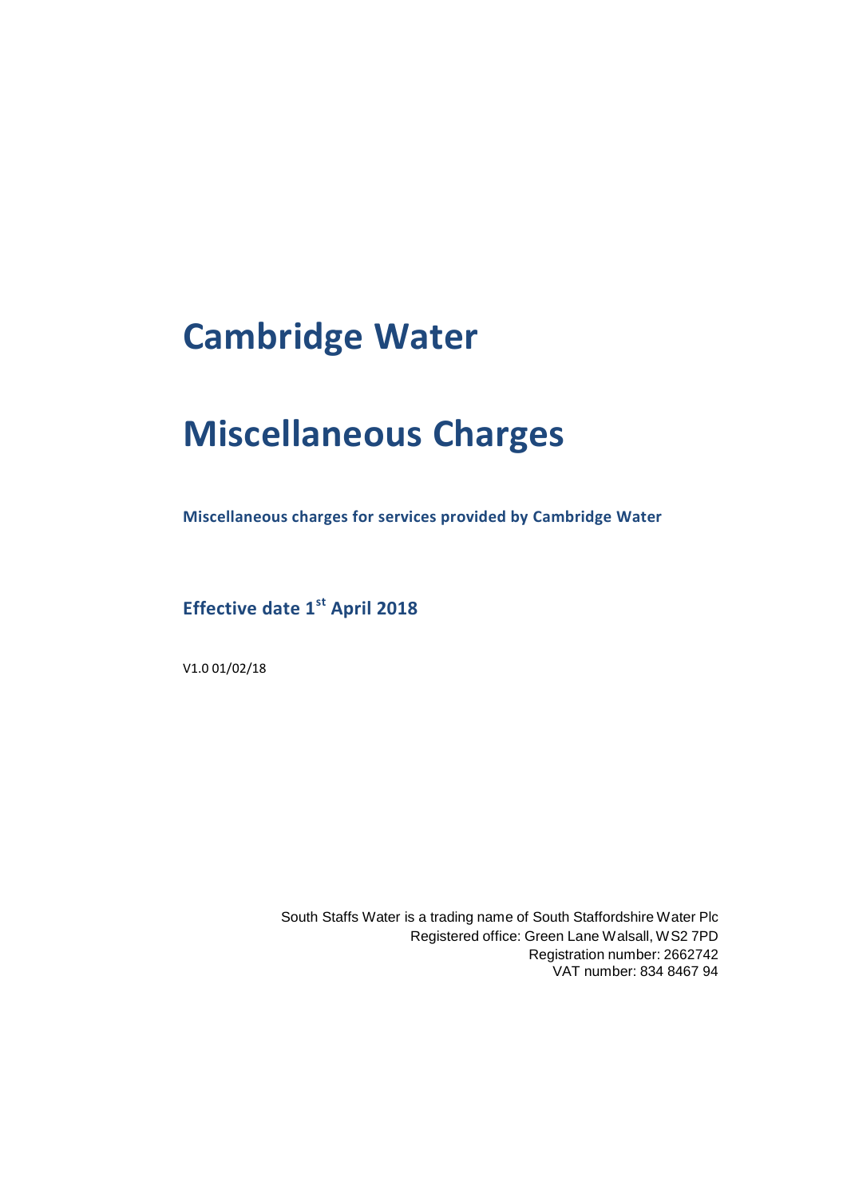# Cambridge Water

# Miscellaneous Charges

**Miscellaneous charges for services provided by Cambridge Water**

## Effective date 1st April 2018

V1.0 01/02/18

South Staffs Water is a trading name of South Staffordshire Water Plc
Registered office: Green Lane Walsall, WS2 7PD
Registration number: 2662742
VAT number: 834 8467 94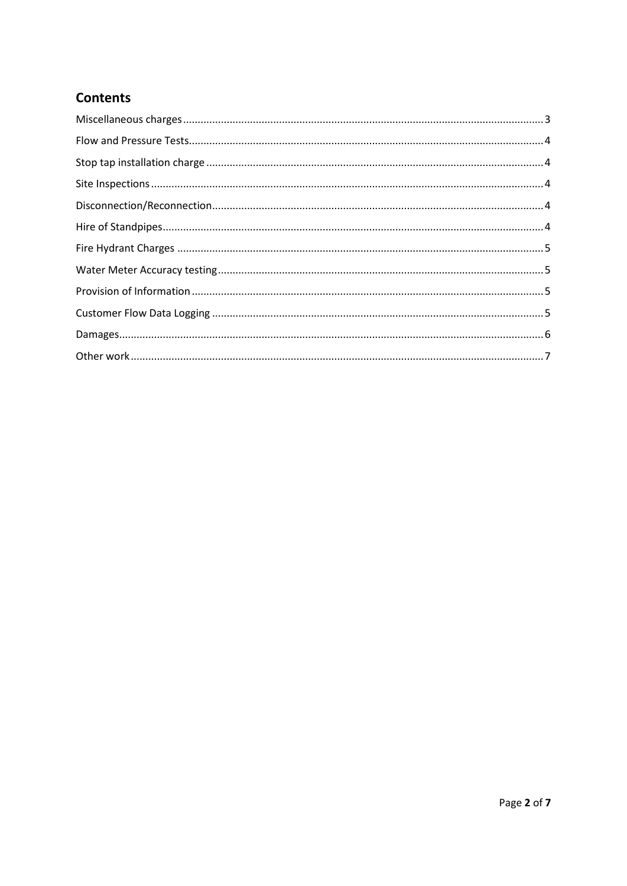## Contents

- Miscellaneous charges ..... 3
- Flow and Pressure Tests ..... 4
- Stop tap installation charge ..... 4
- Site Inspections ..... 4
- Disconnection/Reconnection ..... 4
- Hire of Standpipes ..... 4
- Fire Hydrant Charges ..... 5
- Water Meter Accuracy testing ..... 5
- Provision of Information ..... 5
- Customer Flow Data Logging ..... 5
- Damages ..... 6
- Other work ..... 7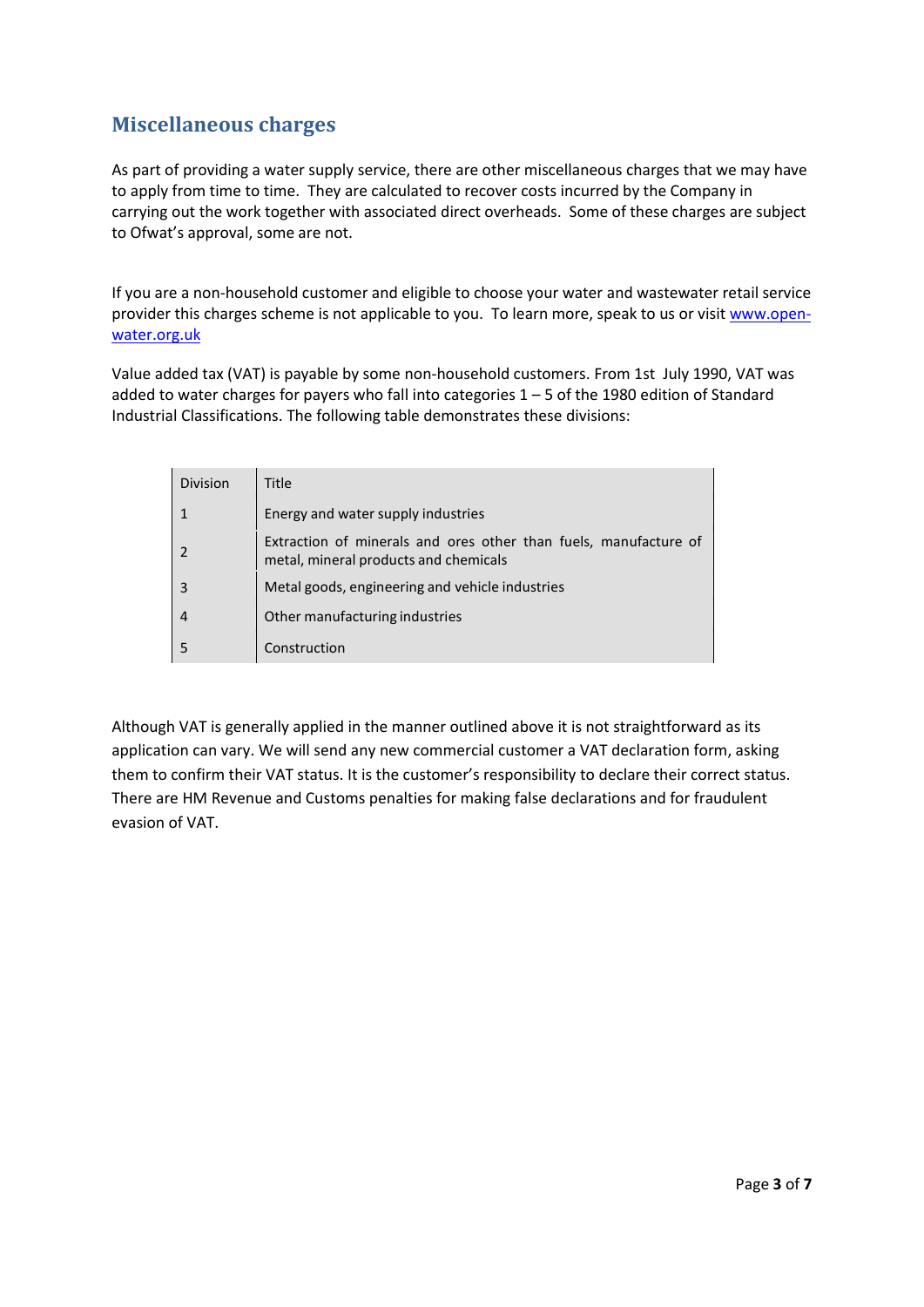## Miscellaneous charges

As part of providing a water supply service, there are other miscellaneous charges that we may have to apply from time to time. They are calculated to recover costs incurred by the Company in carrying out the work together with associated direct overheads. Some of these charges are subject to Ofwat's approval, some are not.

If you are a non-household customer and eligible to choose your water and wastewater retail service provider this charges scheme is not applicable to you. To learn more, speak to us or visit www.open-water.org.uk

Value added tax (VAT) is payable by some non-household customers. From 1st July 1990, VAT was added to water charges for payers who fall into categories 1 – 5 of the 1980 edition of Standard Industrial Classifications. The following table demonstrates these divisions:

| Division | Title |
|---|---|
| 1 | Energy and water supply industries |
| 2 | Extraction of minerals and ores other than fuels, manufacture of metal, mineral products and chemicals |
| 3 | Metal goods, engineering and vehicle industries |
| 4 | Other manufacturing industries |
| 5 | Construction |

Although VAT is generally applied in the manner outlined above it is not straightforward as its application can vary. We will send any new commercial customer a VAT declaration form, asking them to confirm their VAT status. It is the customer's responsibility to declare their correct status. There are HM Revenue and Customs penalties for making false declarations and for fraudulent evasion of VAT.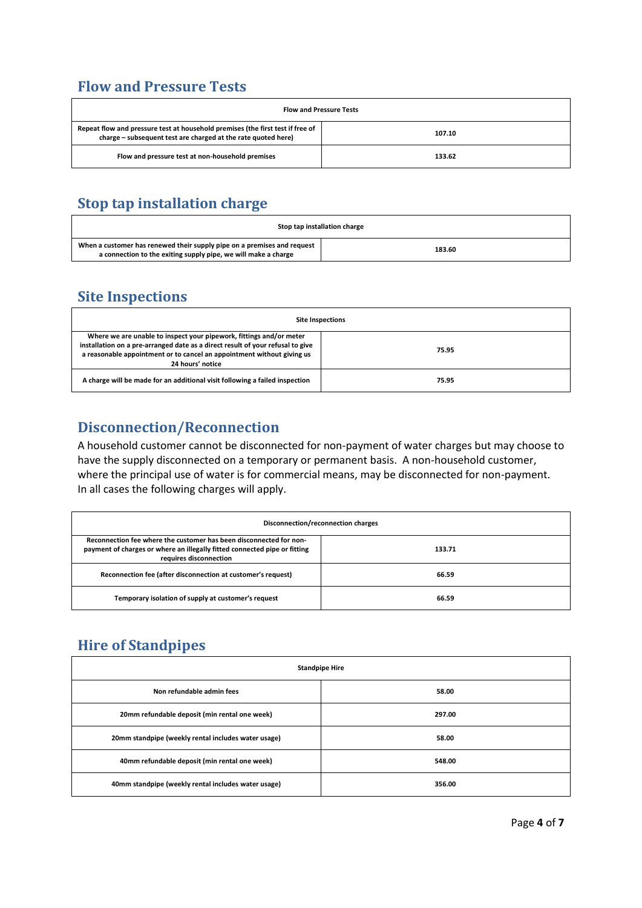## Flow and Pressure Tests

| Flow and Pressure Tests | |
|---|---|
| Repeat flow and pressure test at household premises (the first test if free of charge – subsequent test are charged at the rate quoted here) | 107.10 |
| Flow and pressure test at non-household premises | 133.62 |

## Stop tap installation charge

| Stop tap installation charge | |
|---|---|
| When a customer has renewed their supply pipe on a premises and request a connection to the exiting supply pipe, we will make a charge | 183.60 |

## Site Inspections

| Site Inspections | |
|---|---|
| Where we are unable to inspect your pipework, fittings and/or meter installation on a pre-arranged date as a direct result of your refusal to give a reasonable appointment or to cancel an appointment without giving us 24 hours' notice | 75.95 |
| A charge will be made for an additional visit following a failed inspection | 75.95 |

## Disconnection/Reconnection

A household customer cannot be disconnected for non-payment of water charges but may choose to have the supply disconnected on a temporary or permanent basis. A non-household customer, where the principal use of water is for commercial means, may be disconnected for non-payment. In all cases the following charges will apply.

| Disconnection/reconnection charges | |
|---|---|
| Reconnection fee where the customer has been disconnected for non-payment of charges or where an illegally fitted connected pipe or fitting requires disconnection | 133.71 |
| Reconnection fee (after disconnection at customer's request) | 66.59 |
| Temporary isolation of supply at customer's request | 66.59 |

## Hire of Standpipes

| Standpipe Hire | |
|---|---|
| Non refundable admin fees | 58.00 |
| 20mm refundable deposit (min rental one week) | 297.00 |
| 20mm standpipe (weekly rental includes water usage) | 58.00 |
| 40mm refundable deposit (min rental one week) | 548.00 |
| 40mm standpipe (weekly rental includes water usage) | 356.00 |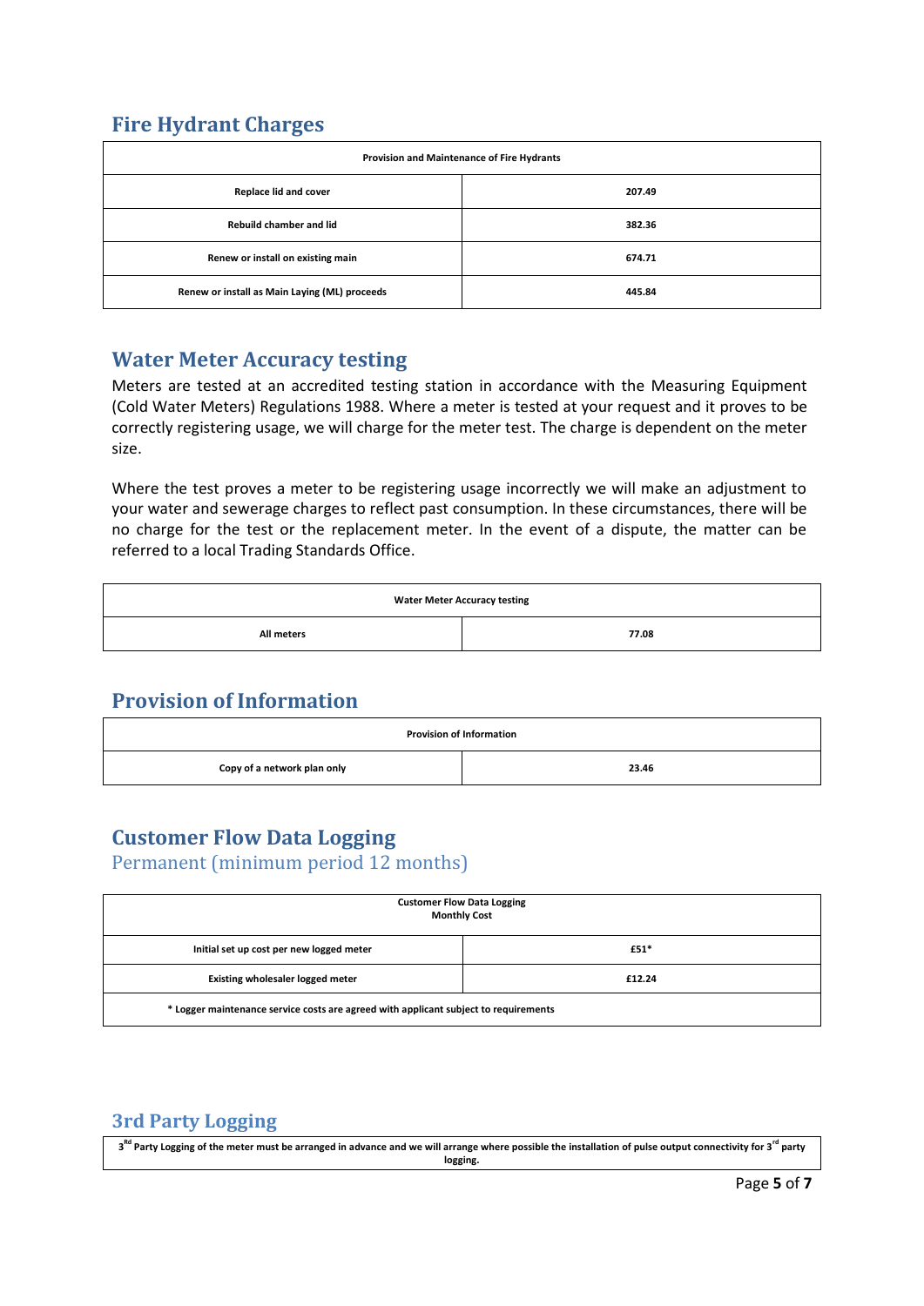## Fire Hydrant Charges

| Provision and Maintenance of Fire Hydrants | |
|---|---|
| Replace lid and cover | 207.49 |
| Rebuild chamber and lid | 382.36 |
| Renew or install on existing main | 674.71 |
| Renew or install as Main Laying (ML) proceeds | 445.84 |

## Water Meter Accuracy testing

Meters are tested at an accredited testing station in accordance with the Measuring Equipment (Cold Water Meters) Regulations 1988. Where a meter is tested at your request and it proves to be correctly registering usage, we will charge for the meter test. The charge is dependent on the meter size.

Where the test proves a meter to be registering usage incorrectly we will make an adjustment to your water and sewerage charges to reflect past consumption. In these circumstances, there will be no charge for the test or the replacement meter. In the event of a dispute, the matter can be referred to a local Trading Standards Office.

| Water Meter Accuracy testing | |
|---|---|
| All meters | 77.08 |

## Provision of Information

| Provision of Information | |
|---|---|
| Copy of a network plan only | 23.46 |

## Customer Flow Data Logging

### Permanent (minimum period 12 months)

| Customer Flow Data Logging Monthly Cost | |
|---|---|
| Initial set up cost per new logged meter | £51* |
| Existing wholesaler logged meter | £12.24 |
| * Logger maintenance service costs are agreed with applicant subject to requirements | |

## 3rd Party Logging

| 3[Rd] Party Logging of the meter must be arranged in advance and we will arrange where possible the installation of pulse output connectivity for 3[rd] party logging. |
|---|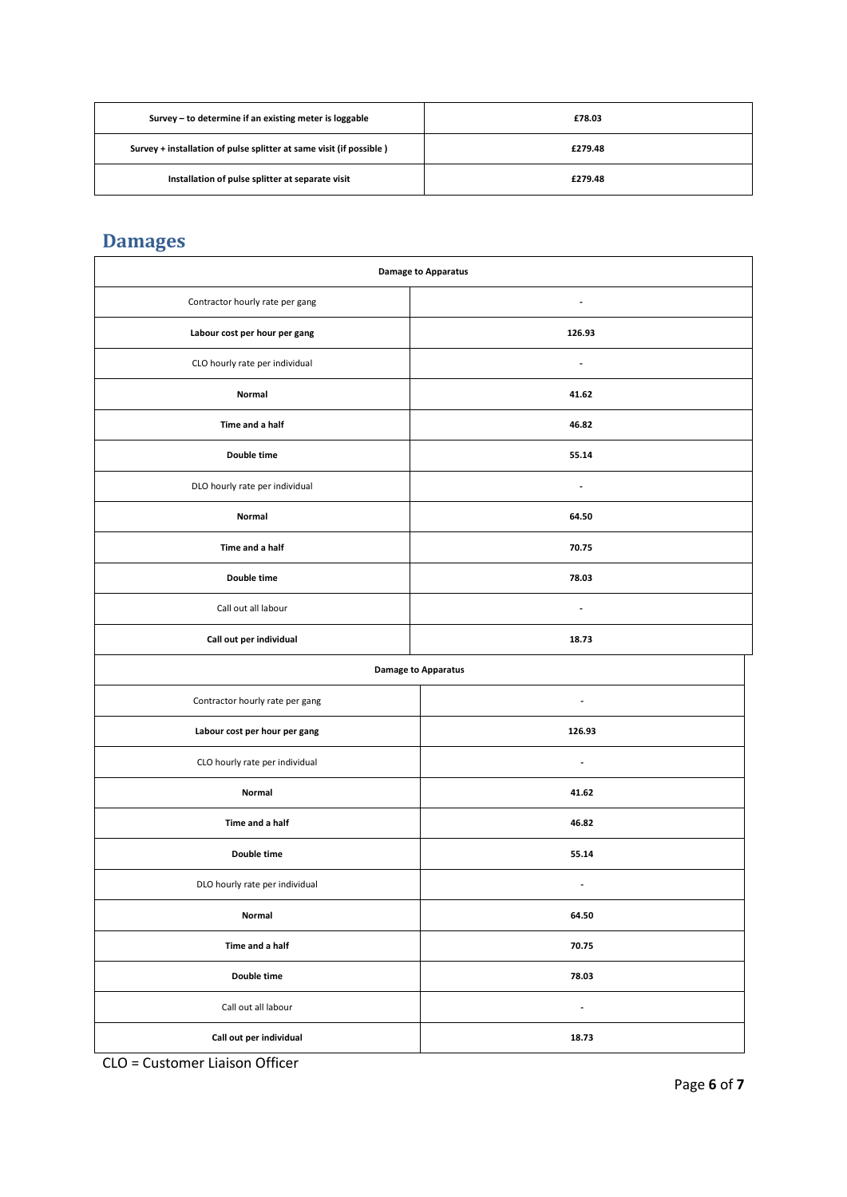| Survey – to determine if an existing meter is loggable | £78.03 |
|---|---|
| Survey + installation of pulse splitter at same visit (if possible ) | £279.48 |
| Installation of pulse splitter at separate visit | £279.48 |

## Damages

| Damage to Apparatus | |
|---|---|
| Contractor hourly rate per gang | - |
| **Labour cost per hour per gang** | **126.93** |
| CLO hourly rate per individual | - |
| **Normal** | **41.62** |
| **Time and a half** | **46.82** |
| **Double time** | **55.14** |
| DLO hourly rate per individual | - |
| **Normal** | **64.50** |
| **Time and a half** | **70.75** |
| **Double time** | **78.03** |
| Call out all labour | - |
| **Call out per individual** | **18.73** |

| Damage to Apparatus | |
|---|---|
| Contractor hourly rate per gang | - |
| **Labour cost per hour per gang** | **126.93** |
| CLO hourly rate per individual | - |
| **Normal** | **41.62** |
| **Time and a half** | **46.82** |
| **Double time** | **55.14** |
| DLO hourly rate per individual | - |
| **Normal** | **64.50** |
| **Time and a half** | **70.75** |
| **Double time** | **78.03** |
| Call out all labour | - |
| **Call out per individual** | **18.73** |

CLO = Customer Liaison Officer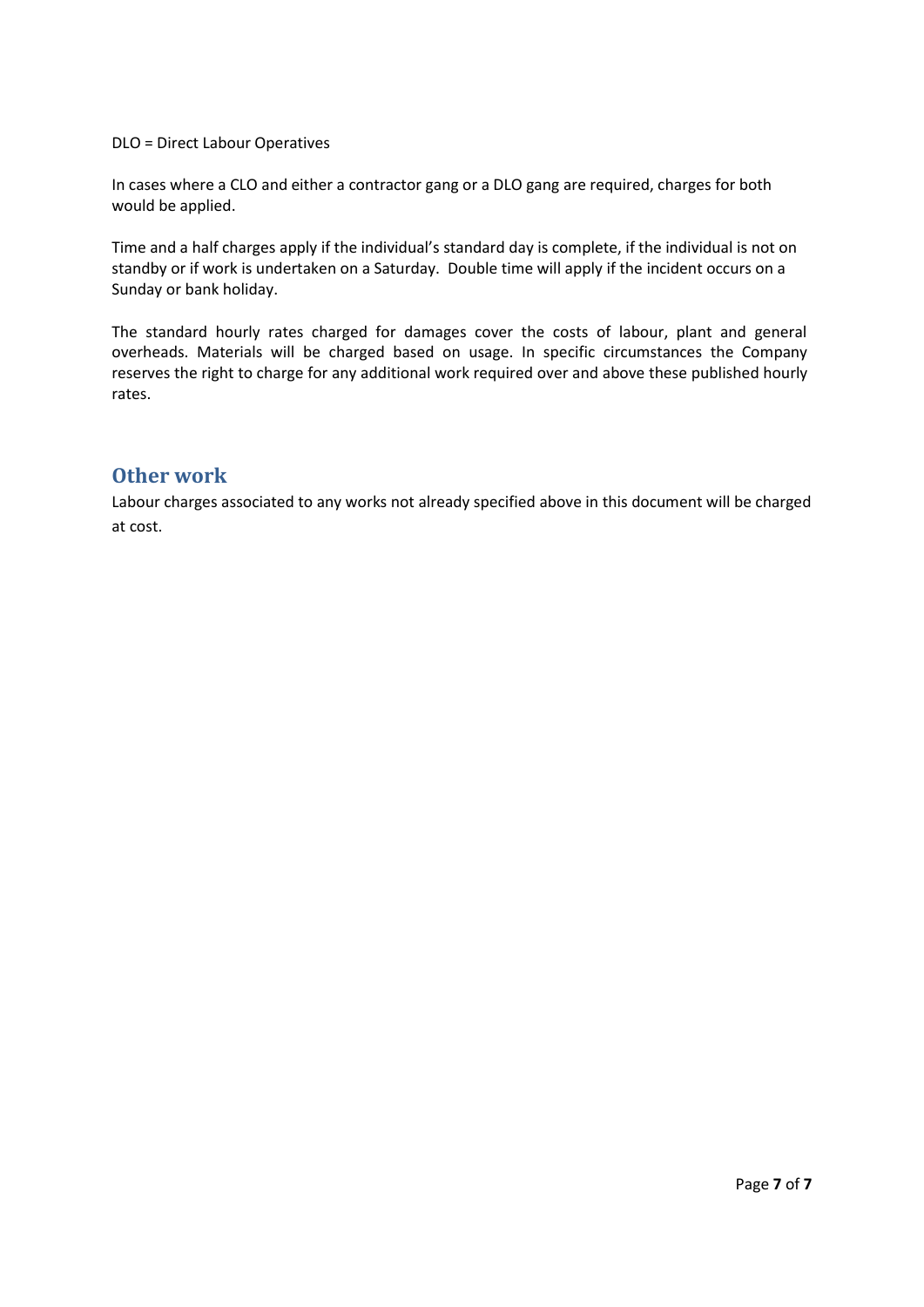DLO = Direct Labour Operatives

In cases where a CLO and either a contractor gang or a DLO gang are required, charges for both would be applied.

Time and a half charges apply if the individual's standard day is complete, if the individual is not on standby or if work is undertaken on a Saturday. Double time will apply if the incident occurs on a Sunday or bank holiday.

The standard hourly rates charged for damages cover the costs of labour, plant and general overheads. Materials will be charged based on usage. In specific circumstances the Company reserves the right to charge for any additional work required over and above these published hourly rates.

## Other work

Labour charges associated to any works not already specified above in this document will be charged at cost.